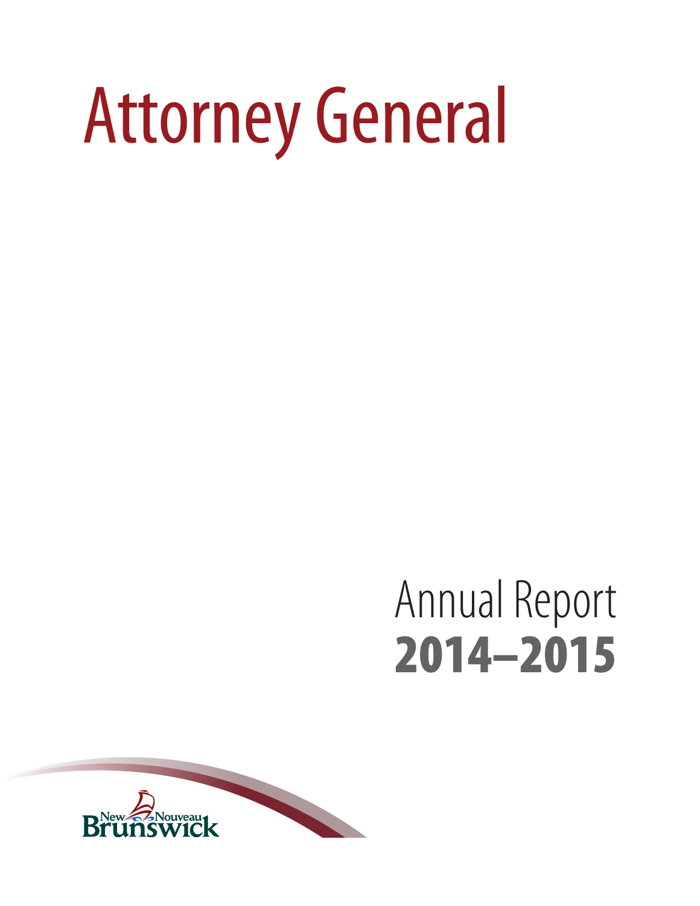# Attorney General

Annual Report

**2014–2015**

New Nouveau Brunswick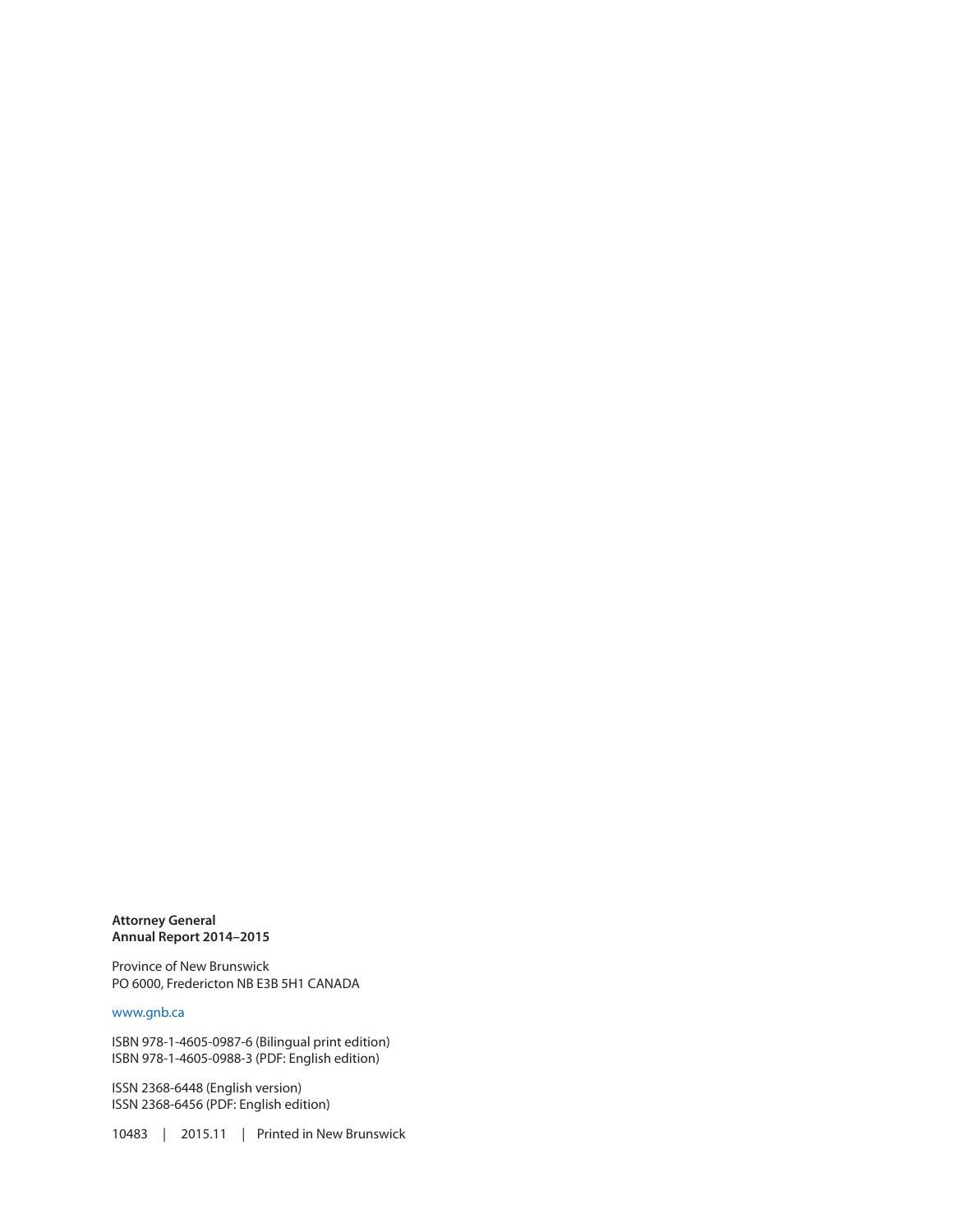**Attorney General**
**Annual Report 2014–2015**

Province of New Brunswick
PO 6000, Fredericton NB E3B 5H1 CANADA

www.gnb.ca

ISBN 978-1-4605-0987-6 (Bilingual print edition)
ISBN 978-1-4605-0988-3 (PDF: English edition)

ISSN 2368-6448 (English version)
ISSN 2368-6456 (PDF: English edition)

10483 | 2015.11 | Printed in New Brunswick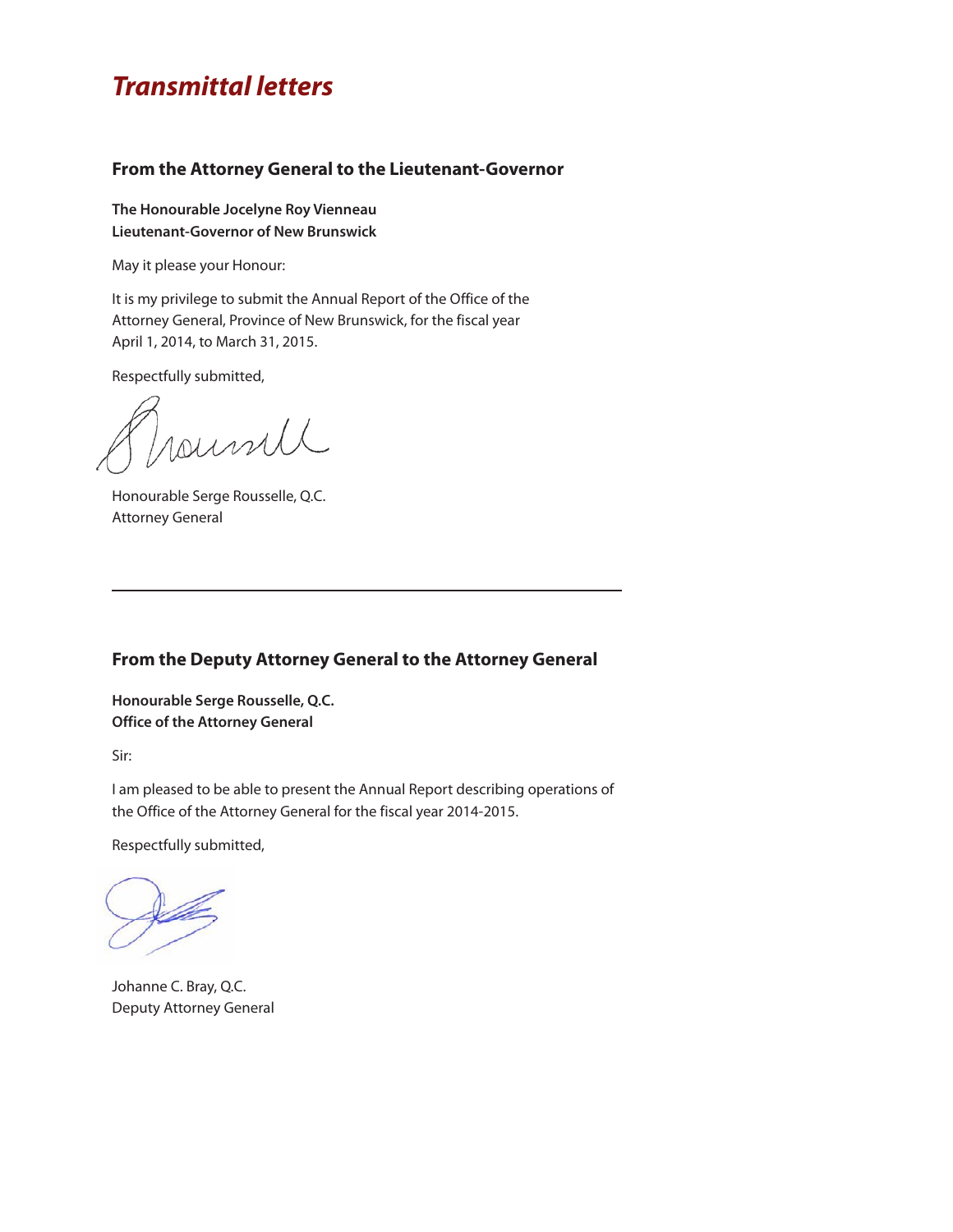# Transmittal letters

## From the Attorney General to the Lieutenant-Governor

**The Honourable Jocelyne Roy Vienneau**
**Lieutenant-Governor of New Brunswick**

May it please your Honour:

It is my privilege to submit the Annual Report of the Office of the Attorney General, Province of New Brunswick, for the fiscal year April 1, 2014, to March 31, 2015.

Respectfully submitted,

Honourable Serge Rousselle, Q.C.
Attorney General

---

## From the Deputy Attorney General to the Attorney General

**Honourable Serge Rousselle, Q.C.**
**Office of the Attorney General**

Sir:

I am pleased to be able to present the Annual Report describing operations of the Office of the Attorney General for the fiscal year 2014-2015.

Respectfully submitted,

Johanne C. Bray, Q.C.
Deputy Attorney General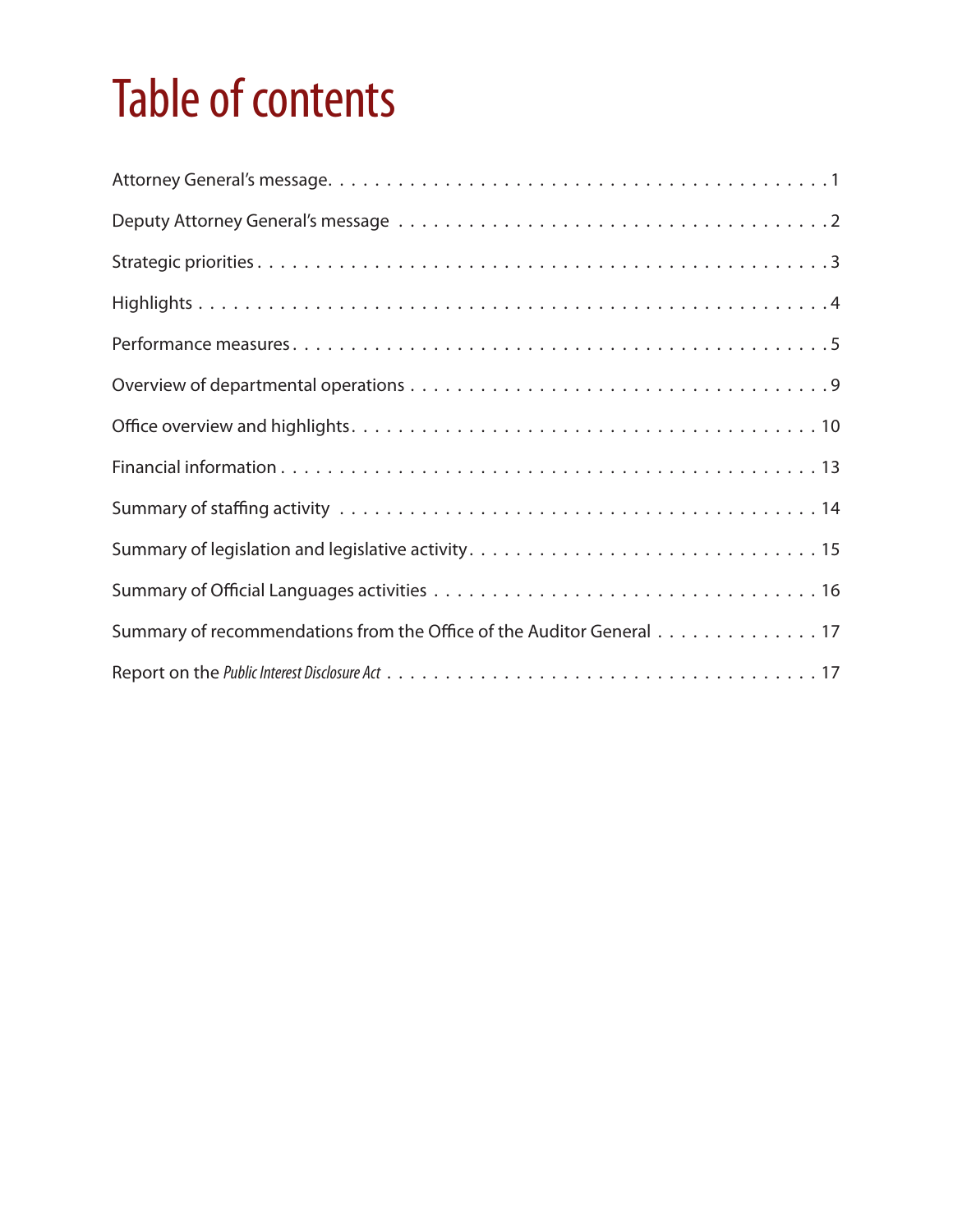# Table of contents

Attorney General's message . . . . . . . . . . . . . . . . . . . . . . . . . . . . . . . . . . . . . . . . 1

Deputy Attorney General's message . . . . . . . . . . . . . . . . . . . . . . . . . . . . . . . . . . . . 2

Strategic priorities . . . . . . . . . . . . . . . . . . . . . . . . . . . . . . . . . . . . . . . . . . . . . 3

Highlights . . . . . . . . . . . . . . . . . . . . . . . . . . . . . . . . . . . . . . . . . . . . . . . . . 4

Performance measures . . . . . . . . . . . . . . . . . . . . . . . . . . . . . . . . . . . . . . . . . . . 5

Overview of departmental operations . . . . . . . . . . . . . . . . . . . . . . . . . . . . . . . . . . 9

Office overview and highlights . . . . . . . . . . . . . . . . . . . . . . . . . . . . . . . . . . . . . 10

Financial information . . . . . . . . . . . . . . . . . . . . . . . . . . . . . . . . . . . . . . . . . . 13

Summary of staffing activity . . . . . . . . . . . . . . . . . . . . . . . . . . . . . . . . . . . . . . 14

Summary of legislation and legislative activity . . . . . . . . . . . . . . . . . . . . . . . . . . . . 15

Summary of Official Languages activities . . . . . . . . . . . . . . . . . . . . . . . . . . . . . . . 16

Summary of recommendations from the Office of the Auditor General . . . . . . . . . . . . . . 17

Report on the *Public Interest Disclosure Act* . . . . . . . . . . . . . . . . . . . . . . . . . . . . 17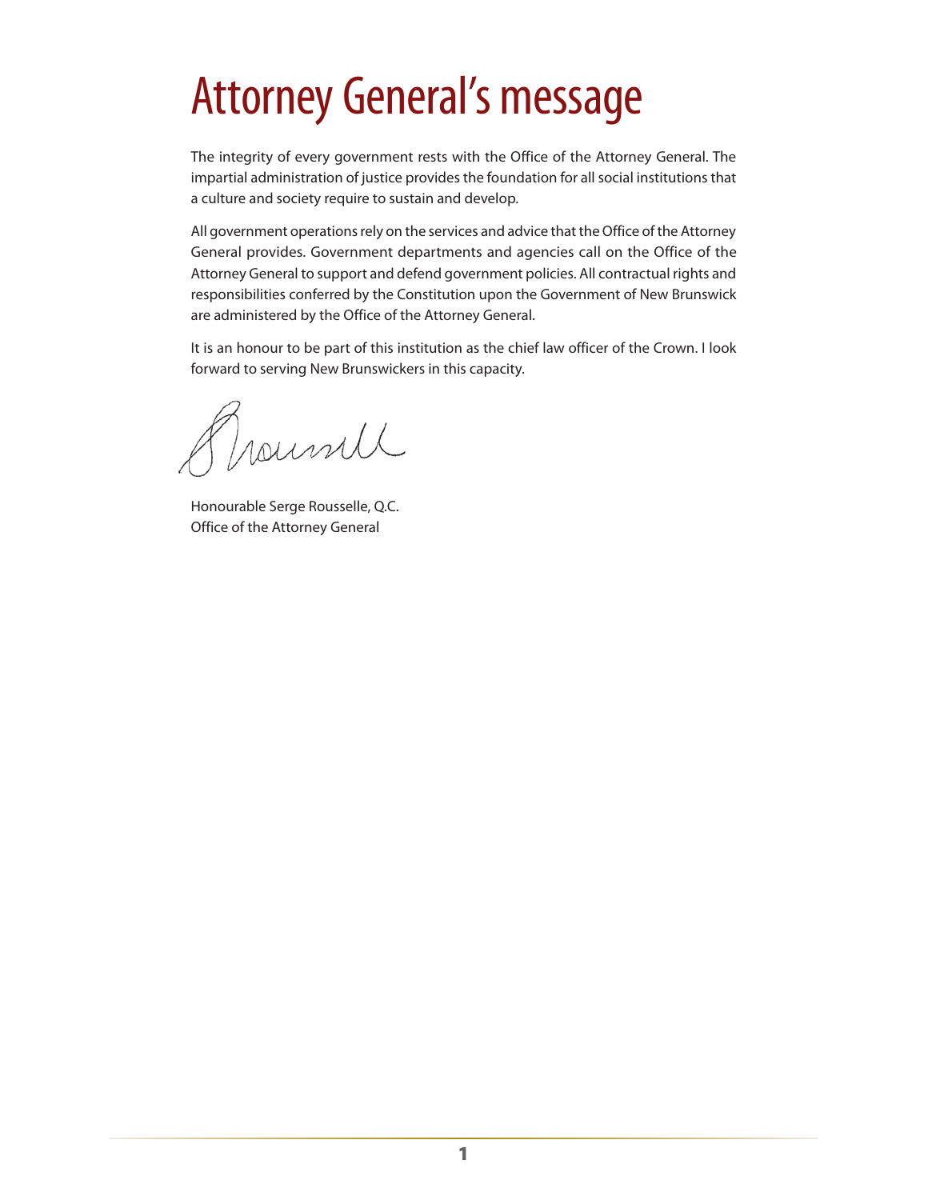# Attorney General's message

The integrity of every government rests with the Office of the Attorney General. The impartial administration of justice provides the foundation for all social institutions that a culture and society require to sustain and develop.

All government operations rely on the services and advice that the Office of the Attorney General provides. Government departments and agencies call on the Office of the Attorney General to support and defend government policies. All contractual rights and responsibilities conferred by the Constitution upon the Government of New Brunswick are administered by the Office of the Attorney General.

It is an honour to be part of this institution as the chief law officer of the Crown. I look forward to serving New Brunswickers in this capacity.

Honourable Serge Rousselle, Q.C.
Office of the Attorney General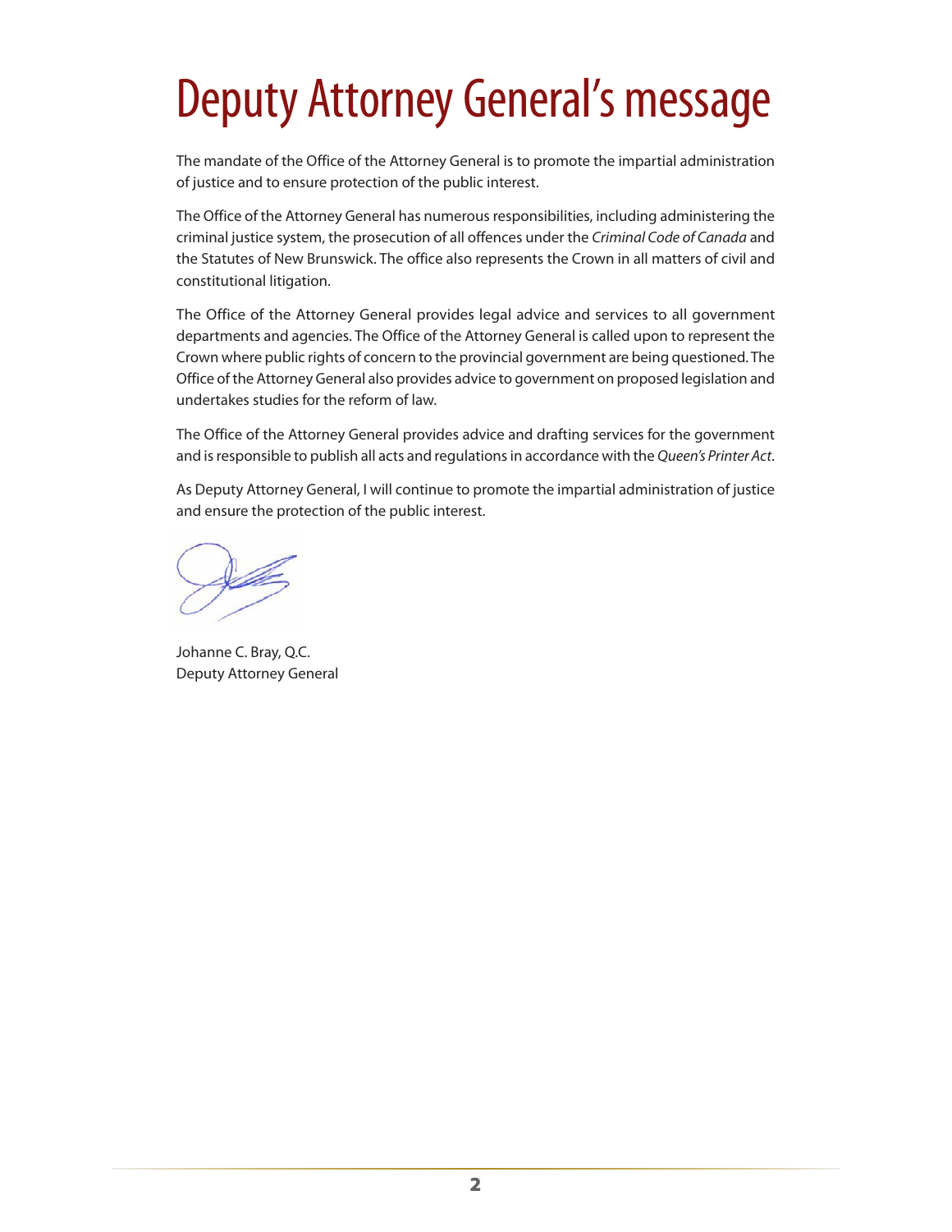# Deputy Attorney General's message

The mandate of the Office of the Attorney General is to promote the impartial administration of justice and to ensure protection of the public interest.

The Office of the Attorney General has numerous responsibilities, including administering the criminal justice system, the prosecution of all offences under the *Criminal Code of Canada* and the Statutes of New Brunswick. The office also represents the Crown in all matters of civil and constitutional litigation.

The Office of the Attorney General provides legal advice and services to all government departments and agencies. The Office of the Attorney General is called upon to represent the Crown where public rights of concern to the provincial government are being questioned. The Office of the Attorney General also provides advice to government on proposed legislation and undertakes studies for the reform of law.

The Office of the Attorney General provides advice and drafting services for the government and is responsible to publish all acts and regulations in accordance with the *Queen's Printer Act*.

As Deputy Attorney General, I will continue to promote the impartial administration of justice and ensure the protection of the public interest.

Johanne C. Bray, Q.C.
Deputy Attorney General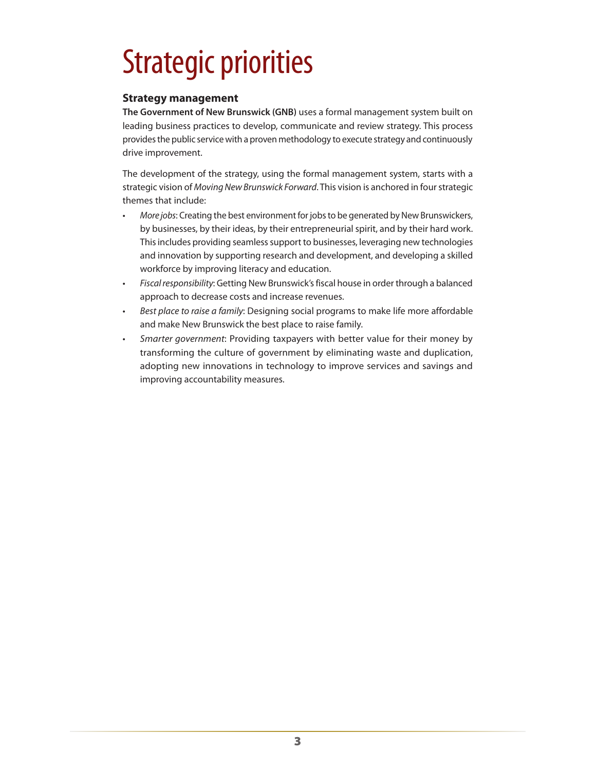# Strategic priorities

### Strategy management

**The Government of New Brunswick (GNB)** uses a formal management system built on leading business practices to develop, communicate and review strategy. This process provides the public service with a proven methodology to execute strategy and continuously drive improvement.

The development of the strategy, using the formal management system, starts with a strategic vision of *Moving New Brunswick Forward*. This vision is anchored in four strategic themes that include:

- *More jobs*: Creating the best environment for jobs to be generated by New Brunswickers, by businesses, by their ideas, by their entrepreneurial spirit, and by their hard work. This includes providing seamless support to businesses, leveraging new technologies and innovation by supporting research and development, and developing a skilled workforce by improving literacy and education.
- *Fiscal responsibility*: Getting New Brunswick's fiscal house in order through a balanced approach to decrease costs and increase revenues.
- *Best place to raise a family*: Designing social programs to make life more affordable and make New Brunswick the best place to raise family.
- *Smarter government*: Providing taxpayers with better value for their money by transforming the culture of government by eliminating waste and duplication, adopting new innovations in technology to improve services and savings and improving accountability measures.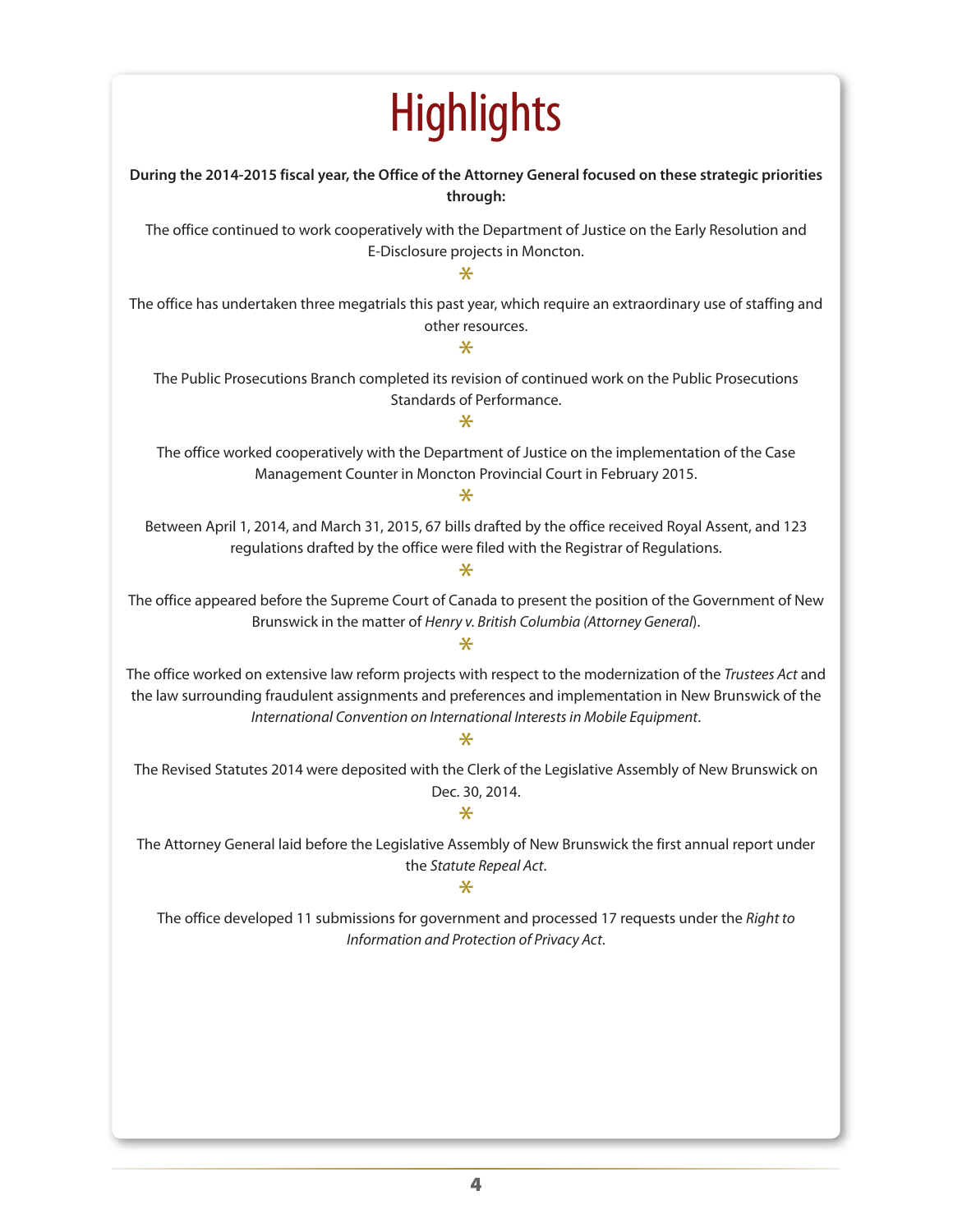# Highlights

**During the 2014-2015 fiscal year, the Office of the Attorney General focused on these strategic priorities through:**

The office continued to work cooperatively with the Department of Justice on the Early Resolution and E-Disclosure projects in Moncton.

*

The office has undertaken three megatrials this past year, which require an extraordinary use of staffing and other resources.

*

The Public Prosecutions Branch completed its revision of continued work on the Public Prosecutions Standards of Performance.

*

The office worked cooperatively with the Department of Justice on the implementation of the Case Management Counter in Moncton Provincial Court in February 2015.

*

Between April 1, 2014, and March 31, 2015, 67 bills drafted by the office received Royal Assent, and 123 regulations drafted by the office were filed with the Registrar of Regulations.

*

The office appeared before the Supreme Court of Canada to present the position of the Government of New Brunswick in the matter of *Henry v. British Columbia (Attorney General)*.

*

The office worked on extensive law reform projects with respect to the modernization of the *Trustees Act* and the law surrounding fraudulent assignments and preferences and implementation in New Brunswick of the *International Convention on International Interests in Mobile Equipment*.

*

The Revised Statutes 2014 were deposited with the Clerk of the Legislative Assembly of New Brunswick on Dec. 30, 2014.

*

The Attorney General laid before the Legislative Assembly of New Brunswick the first annual report under the *Statute Repeal Act*.

*

The office developed 11 submissions for government and processed 17 requests under the *Right to Information and Protection of Privacy Act*.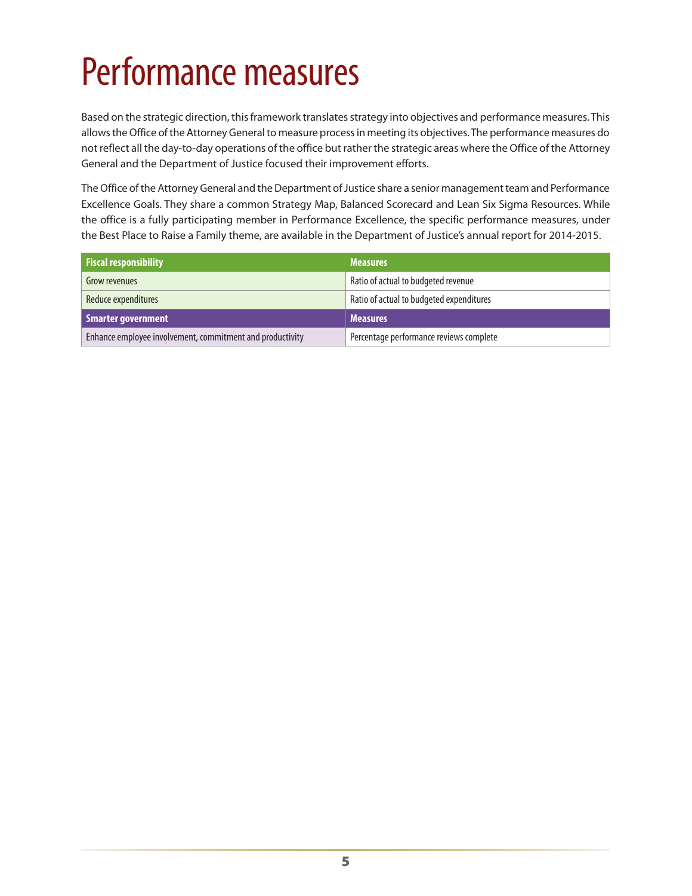# Performance measures

Based on the strategic direction, this framework translates strategy into objectives and performance measures. This allows the Office of the Attorney General to measure process in meeting its objectives. The performance measures do not reflect all the day-to-day operations of the office but rather the strategic areas where the Office of the Attorney General and the Department of Justice focused their improvement efforts.

The Office of the Attorney General and the Department of Justice share a senior management team and Performance Excellence Goals. They share a common Strategy Map, Balanced Scorecard and Lean Six Sigma Resources. While the office is a fully participating member in Performance Excellence, the specific performance measures, under the Best Place to Raise a Family theme, are available in the Department of Justice's annual report for 2014-2015.

| Fiscal responsibility | Measures |
|---|---|
| Grow revenues | Ratio of actual to budgeted revenue |
| Reduce expenditures | Ratio of actual to budgeted expenditures |
| **Smarter government** | **Measures** |
| Enhance employee involvement, commitment and productivity | Percentage performance reviews complete |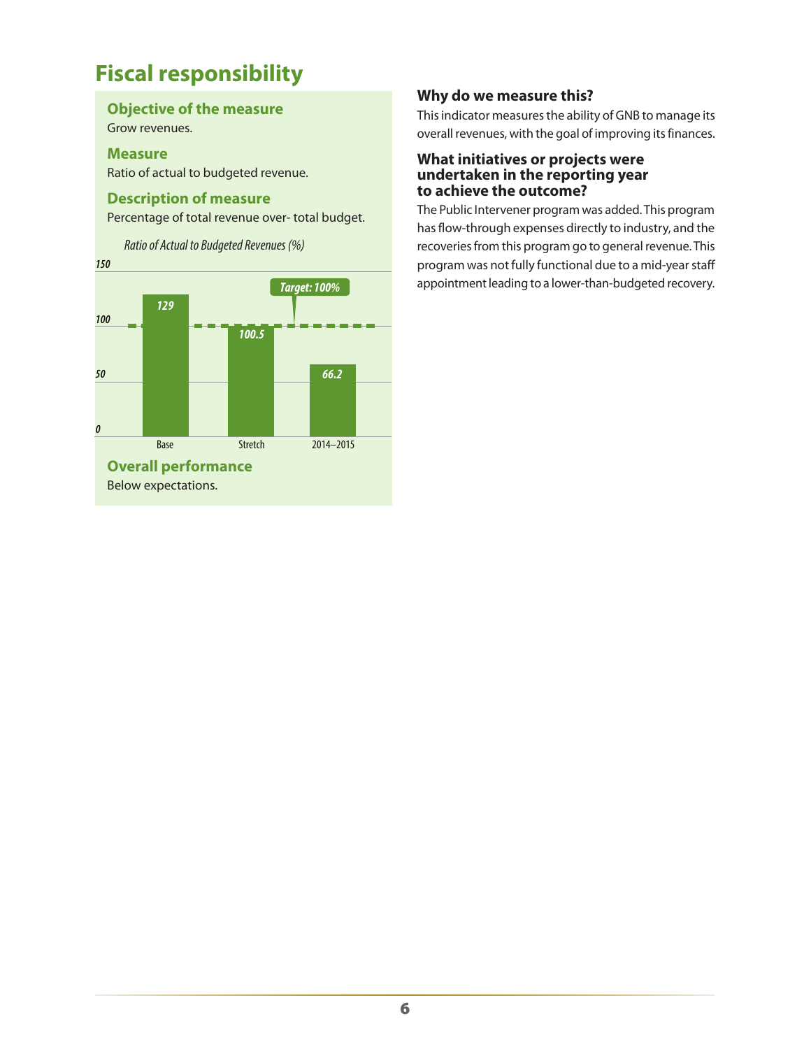# Fiscal responsibility

## Objective of the measure

Grow revenues.

## Measure

Ratio of actual to budgeted revenue.

## Description of measure

Percentage of total revenue over- total budget.

*Ratio of Actual to Budgeted Revenues (%)*

| | Base | Stretch | 2014–2015 |
|---|---|---|---|
| Ratio (%) | 129 | 100.5 | 66.2 |

Target: 100%

## Overall performance

Below expectations.

## Why do we measure this?

This indicator measures the ability of GNB to manage its overall revenues, with the goal of improving its finances.

## What initiatives or projects were undertaken in the reporting year to achieve the outcome?

The Public Intervener program was added. This program has flow-through expenses directly to industry, and the recoveries from this program go to general revenue. This program was not fully functional due to a mid-year staff appointment leading to a lower-than-budgeted recovery.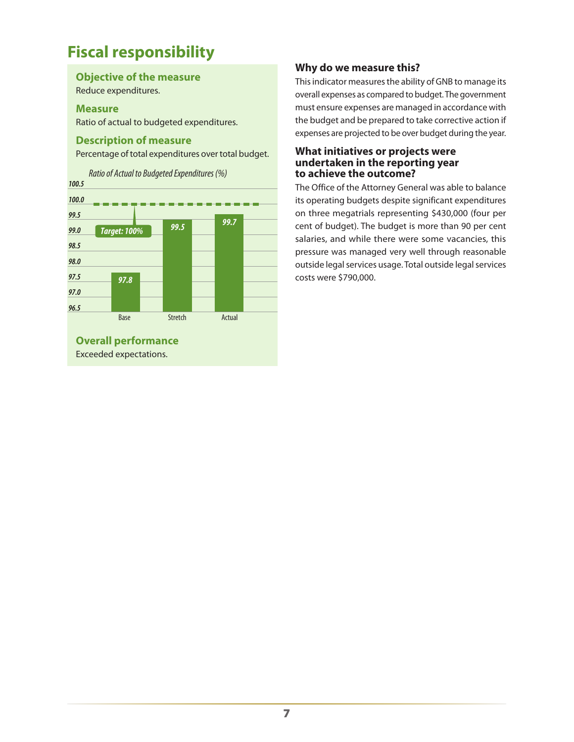# Fiscal responsibility

### Objective of the measure

Reduce expenditures.

### Measure

Ratio of actual to budgeted expenditures.

### Description of measure

Percentage of total expenditures over total budget.

*Ratio of Actual to Budgeted Expenditures (%)*

| | Base | Stretch | Actual |
|---|---|---|---|
| Ratio (%) | 97.8 | 99.5 | 99.7 |

Target: 100%

### Overall performance

Exceeded expectations.

### Why do we measure this?

This indicator measures the ability of GNB to manage its overall expenses as compared to budget. The government must ensure expenses are managed in accordance with the budget and be prepared to take corrective action if expenses are projected to be over budget during the year.

### What initiatives or projects were undertaken in the reporting year to achieve the outcome?

The Office of the Attorney General was able to balance its operating budgets despite significant expenditures on three megatrials representing $430,000 (four per cent of budget). The budget is more than 90 per cent salaries, and while there were some vacancies, this pressure was managed very well through reasonable outside legal services usage. Total outside legal services costs were $790,000.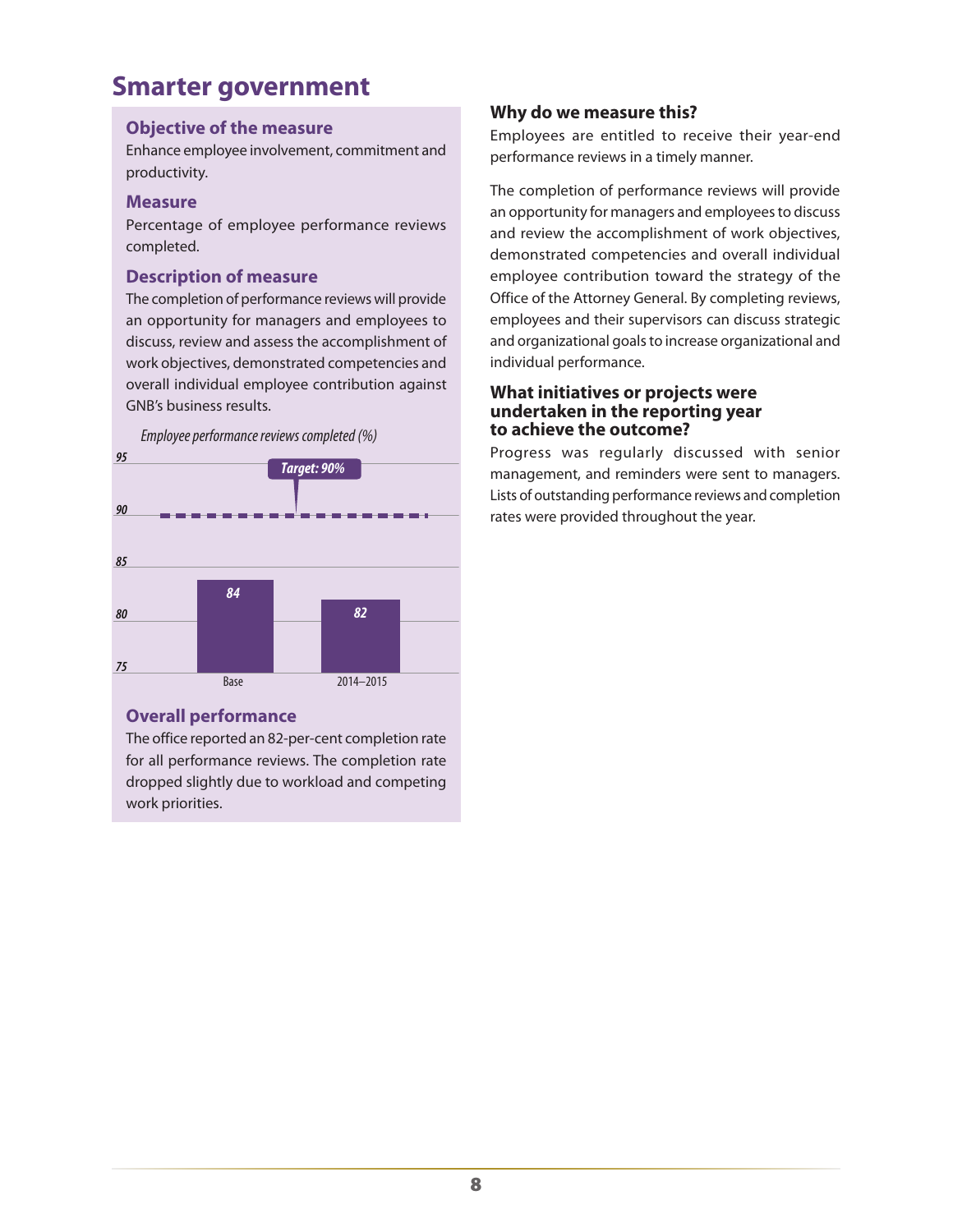# Smarter government

## Objective of the measure

Enhance employee involvement, commitment and productivity.

## Measure

Percentage of employee performance reviews completed.

## Description of measure

The completion of performance reviews will provide an opportunity for managers and employees to discuss, review and assess the accomplishment of work objectives, demonstrated competencies and overall individual employee contribution against GNB's business results.

*Employee performance reviews completed (%)*

| | Base | 2014–2015 |
|---|---|---|
| Employee performance reviews completed (%) | 84 | 82 |
| Target | 90% | 90% |

## Overall performance

The office reported an 82-per-cent completion rate for all performance reviews. The completion rate dropped slightly due to workload and competing work priorities.

## Why do we measure this?

Employees are entitled to receive their year-end performance reviews in a timely manner.

The completion of performance reviews will provide an opportunity for managers and employees to discuss and review the accomplishment of work objectives, demonstrated competencies and overall individual employee contribution toward the strategy of the Office of the Attorney General. By completing reviews, employees and their supervisors can discuss strategic and organizational goals to increase organizational and individual performance.

## What initiatives or projects were undertaken in the reporting year to achieve the outcome?

Progress was regularly discussed with senior management, and reminders were sent to managers. Lists of outstanding performance reviews and completion rates were provided throughout the year.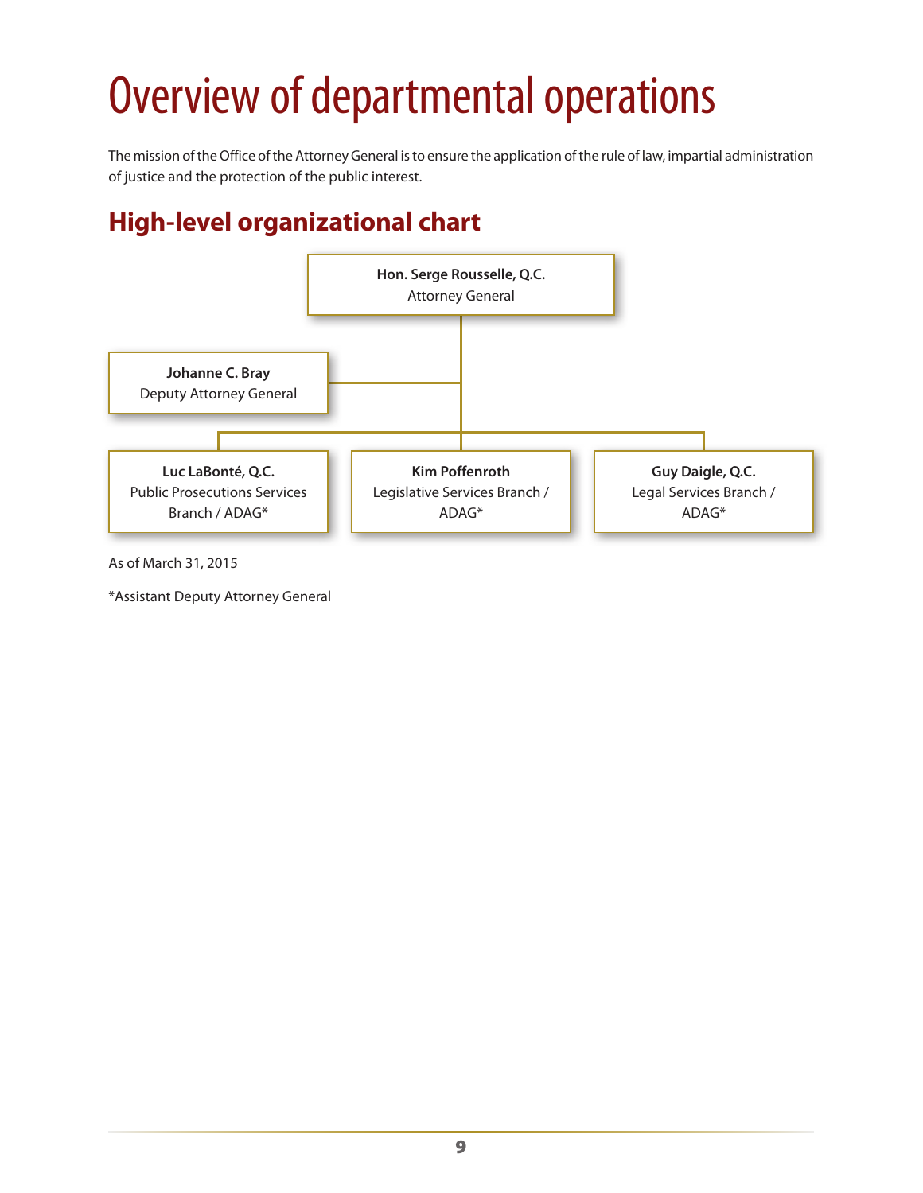# Overview of departmental operations

The mission of the Office of the Attorney General is to ensure the application of the rule of law, impartial administration of justice and the protection of the public interest.

## High-level organizational chart

**Hon. Serge Rousselle, Q.C.**
Attorney General

**Johanne C. Bray**
Deputy Attorney General

**Luc LaBonté, Q.C.**
Public Prosecutions Services Branch / ADAG*

**Kim Poffenroth**
Legislative Services Branch / ADAG*

**Guy Daigle, Q.C.**
Legal Services Branch / ADAG*

As of March 31, 2015

*Assistant Deputy Attorney General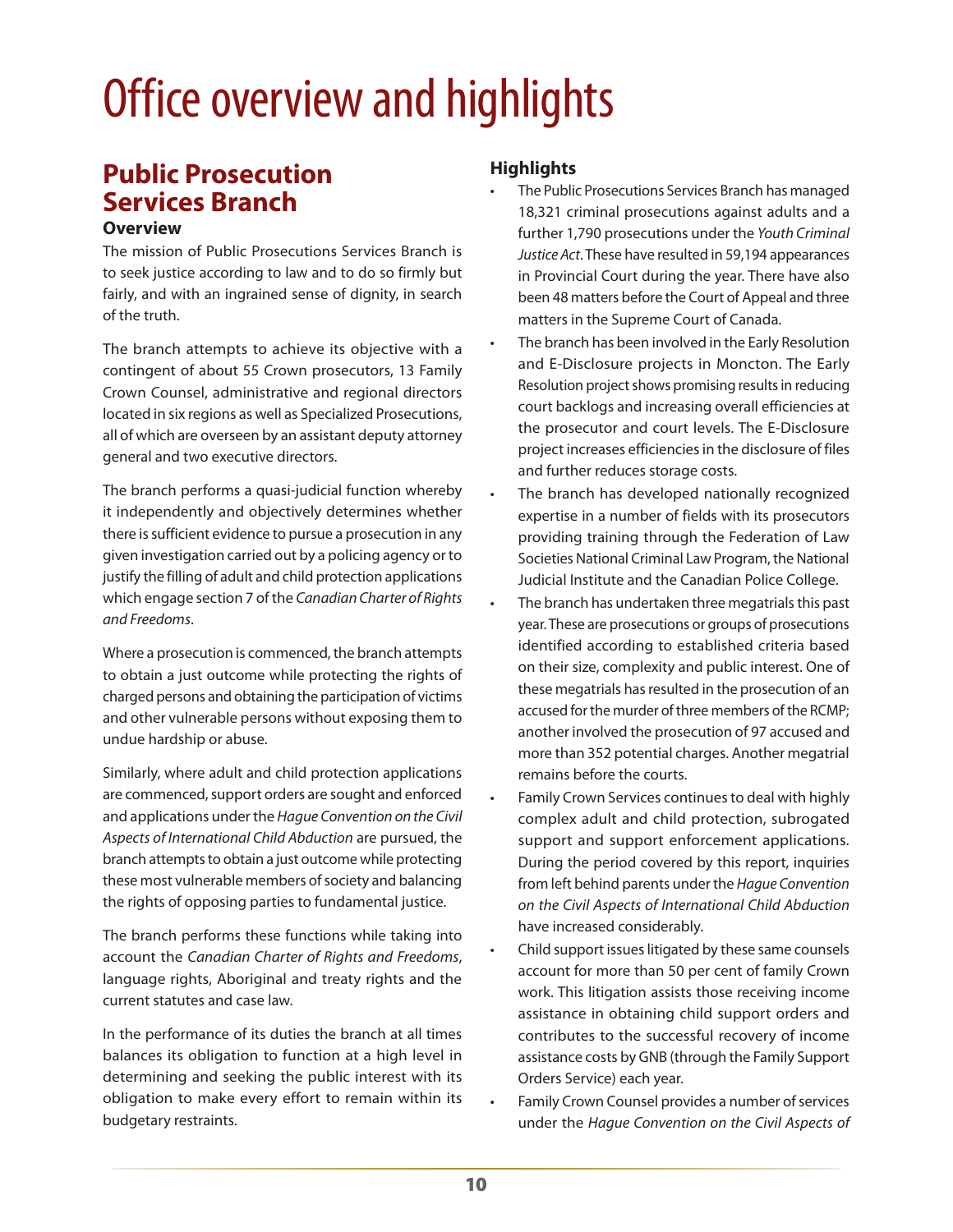# Office overview and highlights

## Public Prosecution Services Branch

### Overview

The mission of Public Prosecutions Services Branch is to seek justice according to law and to do so firmly but fairly, and with an ingrained sense of dignity, in search of the truth.

The branch attempts to achieve its objective with a contingent of about 55 Crown prosecutors, 13 Family Crown Counsel, administrative and regional directors located in six regions as well as Specialized Prosecutions, all of which are overseen by an assistant deputy attorney general and two executive directors.

The branch performs a quasi-judicial function whereby it independently and objectively determines whether there is sufficient evidence to pursue a prosecution in any given investigation carried out by a policing agency or to justify the filling of adult and child protection applications which engage section 7 of the *Canadian Charter of Rights and Freedoms*.

Where a prosecution is commenced, the branch attempts to obtain a just outcome while protecting the rights of charged persons and obtaining the participation of victims and other vulnerable persons without exposing them to undue hardship or abuse.

Similarly, where adult and child protection applications are commenced, support orders are sought and enforced and applications under the *Hague Convention on the Civil Aspects of International Child Abduction* are pursued, the branch attempts to obtain a just outcome while protecting these most vulnerable members of society and balancing the rights of opposing parties to fundamental justice.

The branch performs these functions while taking into account the *Canadian Charter of Rights and Freedoms*, language rights, Aboriginal and treaty rights and the current statutes and case law.

In the performance of its duties the branch at all times balances its obligation to function at a high level in determining and seeking the public interest with its obligation to make every effort to remain within its budgetary restraints.

### Highlights

- The Public Prosecutions Services Branch has managed 18,321 criminal prosecutions against adults and a further 1,790 prosecutions under the *Youth Criminal Justice Act*. These have resulted in 59,194 appearances in Provincial Court during the year. There have also been 48 matters before the Court of Appeal and three matters in the Supreme Court of Canada.
- The branch has been involved in the Early Resolution and E-Disclosure projects in Moncton. The Early Resolution project shows promising results in reducing court backlogs and increasing overall efficiencies at the prosecutor and court levels. The E-Disclosure project increases efficiencies in the disclosure of files and further reduces storage costs.
- The branch has developed nationally recognized expertise in a number of fields with its prosecutors providing training through the Federation of Law Societies National Criminal Law Program, the National Judicial Institute and the Canadian Police College.
- The branch has undertaken three megatrials this past year. These are prosecutions or groups of prosecutions identified according to established criteria based on their size, complexity and public interest. One of these megatrials has resulted in the prosecution of an accused for the murder of three members of the RCMP; another involved the prosecution of 97 accused and more than 352 potential charges. Another megatrial remains before the courts.
- Family Crown Services continues to deal with highly complex adult and child protection, subrogated support and support enforcement applications. During the period covered by this report, inquiries from left behind parents under the *Hague Convention on the Civil Aspects of International Child Abduction* have increased considerably.
- Child support issues litigated by these same counsels account for more than 50 per cent of family Crown work. This litigation assists those receiving income assistance in obtaining child support orders and contributes to the successful recovery of income assistance costs by GNB (through the Family Support Orders Service) each year.
- Family Crown Counsel provides a number of services under the *Hague Convention on the Civil Aspects of*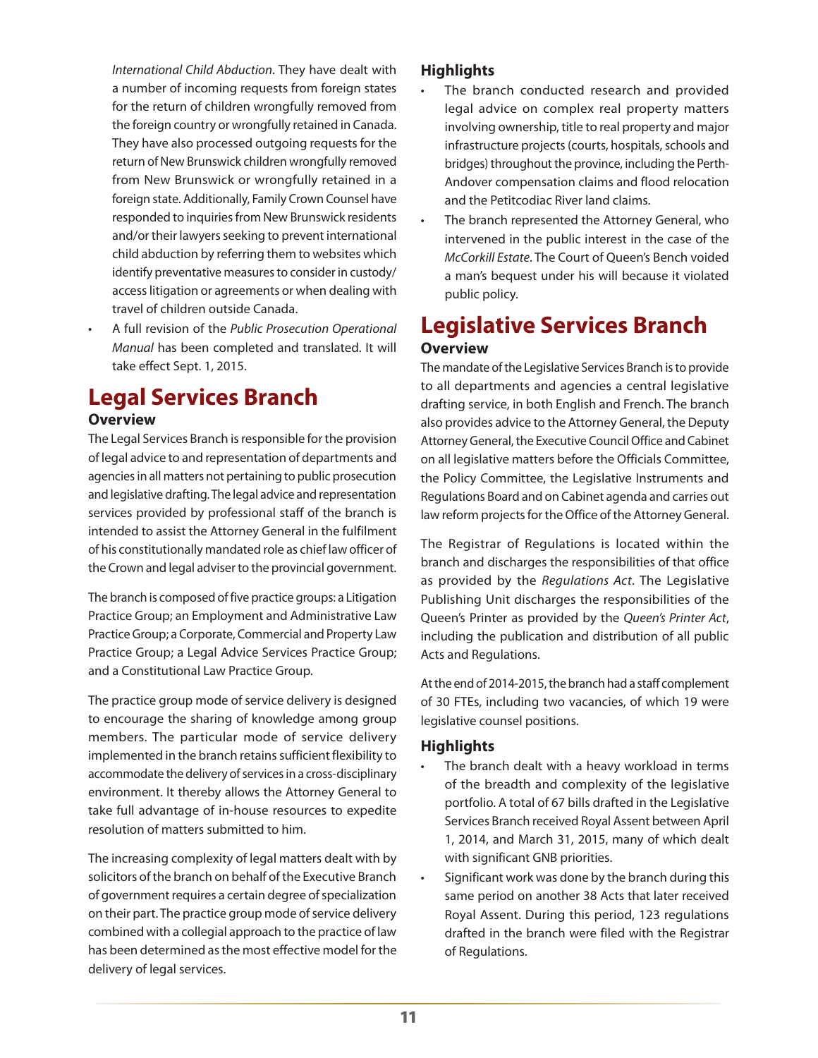*International Child Abduction*. They have dealt with a number of incoming requests from foreign states for the return of children wrongfully removed from the foreign country or wrongfully retained in Canada. They have also processed outgoing requests for the return of New Brunswick children wrongfully removed from New Brunswick or wrongfully retained in a foreign state. Additionally, Family Crown Counsel have responded to inquiries from New Brunswick residents and/or their lawyers seeking to prevent international child abduction by referring them to websites which identify preventative measures to consider in custody/access litigation or agreements or when dealing with travel of children outside Canada.

- A full revision of the *Public Prosecution Operational Manual* has been completed and translated. It will take effect Sept. 1, 2015.

# Legal Services Branch

### Overview

The Legal Services Branch is responsible for the provision of legal advice to and representation of departments and agencies in all matters not pertaining to public prosecution and legislative drafting. The legal advice and representation services provided by professional staff of the branch is intended to assist the Attorney General in the fulfilment of his constitutionally mandated role as chief law officer of the Crown and legal adviser to the provincial government.

The branch is composed of five practice groups: a Litigation Practice Group; an Employment and Administrative Law Practice Group; a Corporate, Commercial and Property Law Practice Group; a Legal Advice Services Practice Group; and a Constitutional Law Practice Group.

The practice group mode of service delivery is designed to encourage the sharing of knowledge among group members. The particular mode of service delivery implemented in the branch retains sufficient flexibility to accommodate the delivery of services in a cross-disciplinary environment. It thereby allows the Attorney General to take full advantage of in-house resources to expedite resolution of matters submitted to him.

The increasing complexity of legal matters dealt with by solicitors of the branch on behalf of the Executive Branch of government requires a certain degree of specialization on their part. The practice group mode of service delivery combined with a collegial approach to the practice of law has been determined as the most effective model for the delivery of legal services.

### Highlights

- The branch conducted research and provided legal advice on complex real property matters involving ownership, title to real property and major infrastructure projects (courts, hospitals, schools and bridges) throughout the province, including the Perth-Andover compensation claims and flood relocation and the Petitcodiac River land claims.
- The branch represented the Attorney General, who intervened in the public interest in the case of the *McCorkill Estate*. The Court of Queen's Bench voided a man's bequest under his will because it violated public policy.

# Legislative Services Branch

### Overview

The mandate of the Legislative Services Branch is to provide to all departments and agencies a central legislative drafting service, in both English and French. The branch also provides advice to the Attorney General, the Deputy Attorney General, the Executive Council Office and Cabinet on all legislative matters before the Officials Committee, the Policy Committee, the Legislative Instruments and Regulations Board and on Cabinet agenda and carries out law reform projects for the Office of the Attorney General.

The Registrar of Regulations is located within the branch and discharges the responsibilities of that office as provided by the *Regulations Act*. The Legislative Publishing Unit discharges the responsibilities of the Queen's Printer as provided by the *Queen's Printer Act*, including the publication and distribution of all public Acts and Regulations.

At the end of 2014-2015, the branch had a staff complement of 30 FTEs, including two vacancies, of which 19 were legislative counsel positions.

### Highlights

- The branch dealt with a heavy workload in terms of the breadth and complexity of the legislative portfolio. A total of 67 bills drafted in the Legislative Services Branch received Royal Assent between April 1, 2014, and March 31, 2015, many of which dealt with significant GNB priorities.
- Significant work was done by the branch during this same period on another 38 Acts that later received Royal Assent. During this period, 123 regulations drafted in the branch were filed with the Registrar of Regulations.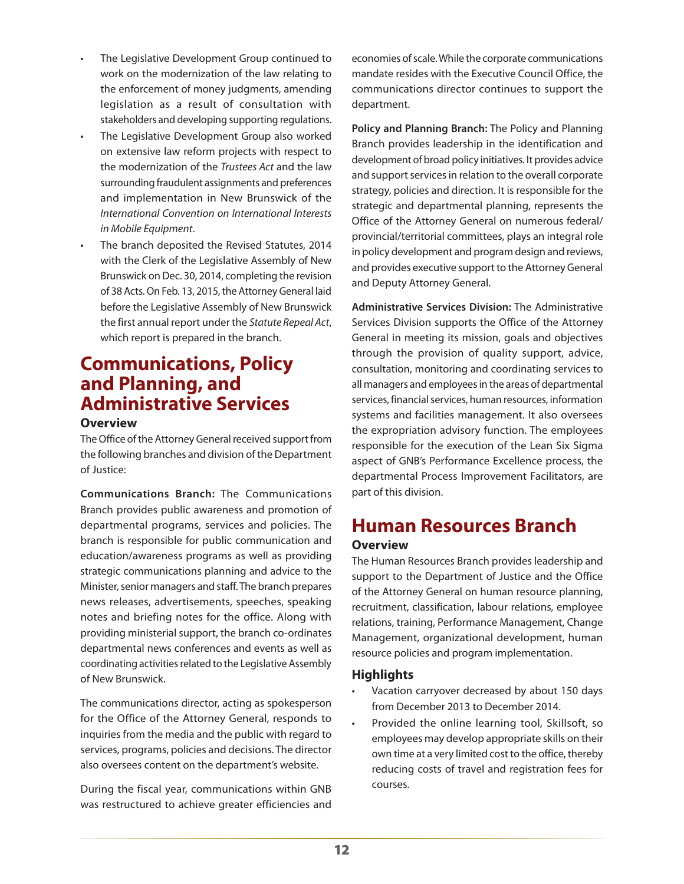- The Legislative Development Group continued to work on the modernization of the law relating to the enforcement of money judgments, amending legislation as a result of consultation with stakeholders and developing supporting regulations.
- The Legislative Development Group also worked on extensive law reform projects with respect to the modernization of the *Trustees Act* and the law surrounding fraudulent assignments and preferences and implementation in New Brunswick of the *International Convention on International Interests in Mobile Equipment*.
- The branch deposited the Revised Statutes, 2014 with the Clerk of the Legislative Assembly of New Brunswick on Dec. 30, 2014, completing the revision of 38 Acts. On Feb. 13, 2015, the Attorney General laid before the Legislative Assembly of New Brunswick the first annual report under the *Statute Repeal Act*, which report is prepared in the branch.

# Communications, Policy and Planning, and Administrative Services

### Overview

The Office of the Attorney General received support from the following branches and division of the Department of Justice:

**Communications Branch:** The Communications Branch provides public awareness and promotion of departmental programs, services and policies. The branch is responsible for public communication and education/awareness programs as well as providing strategic communications planning and advice to the Minister, senior managers and staff. The branch prepares news releases, advertisements, speeches, speaking notes and briefing notes for the office. Along with providing ministerial support, the branch co-ordinates departmental news conferences and events as well as coordinating activities related to the Legislative Assembly of New Brunswick.

The communications director, acting as spokesperson for the Office of the Attorney General, responds to inquiries from the media and the public with regard to services, programs, policies and decisions. The director also oversees content on the department's website.

During the fiscal year, communications within GNB was restructured to achieve greater efficiencies and economies of scale. While the corporate communications mandate resides with the Executive Council Office, the communications director continues to support the department.

**Policy and Planning Branch:** The Policy and Planning Branch provides leadership in the identification and development of broad policy initiatives. It provides advice and support services in relation to the overall corporate strategy, policies and direction. It is responsible for the strategic and departmental planning, represents the Office of the Attorney General on numerous federal/provincial/territorial committees, plays an integral role in policy development and program design and reviews, and provides executive support to the Attorney General and Deputy Attorney General.

**Administrative Services Division:** The Administrative Services Division supports the Office of the Attorney General in meeting its mission, goals and objectives through the provision of quality support, advice, consultation, monitoring and coordinating services to all managers and employees in the areas of departmental services, financial services, human resources, information systems and facilities management. It also oversees the expropriation advisory function. The employees responsible for the execution of the Lean Six Sigma aspect of GNB's Performance Excellence process, the departmental Process Improvement Facilitators, are part of this division.

# Human Resources Branch

### Overview

The Human Resources Branch provides leadership and support to the Department of Justice and the Office of the Attorney General on human resource planning, recruitment, classification, labour relations, employee relations, training, Performance Management, Change Management, organizational development, human resource policies and program implementation.

### Highlights

- Vacation carryover decreased by about 150 days from December 2013 to December 2014.
- Provided the online learning tool, Skillsoft, so employees may develop appropriate skills on their own time at a very limited cost to the office, thereby reducing costs of travel and registration fees for courses.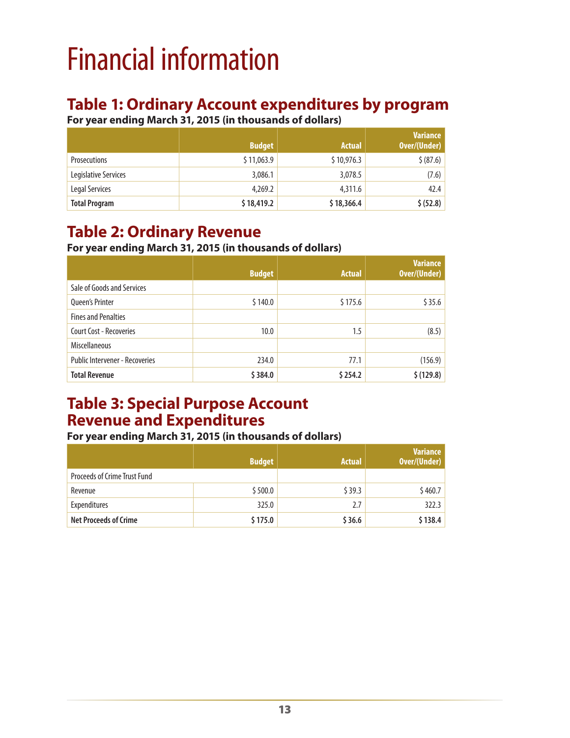# Financial information

## Table 1: Ordinary Account expenditures by program

**For year ending March 31, 2015 (in thousands of dollars)**

| | Budget | Actual | Variance Over/(Under) |
|---|---|---|---|
| Prosecutions | $ 11,063.9 | $ 10,976.3 | $ (87.6) |
| Legislative Services | 3,086.1 | 3,078.5 | (7.6) |
| Legal Services | 4,269.2 | 4,311.6 | 42.4 |
| **Total Program** | **$ 18,419.2** | **$ 18,366.4** | **$ (52.8)** |

## Table 2: Ordinary Revenue

**For year ending March 31, 2015 (in thousands of dollars)**

| | Budget | Actual | Variance Over/(Under) |
|---|---|---|---|
| Sale of Goods and Services | | | |
| Queen's Printer | $ 140.0 | $ 175.6 | $ 35.6 |
| Fines and Penalties | | | |
| Court Cost - Recoveries | 10.0 | 1.5 | (8.5) |
| Miscellaneous | | | |
| Public Intervener - Recoveries | 234.0 | 77.1 | (156.9) |
| **Total Revenue** | **$ 384.0** | **$ 254.2** | **$ (129.8)** |

## Table 3: Special Purpose Account Revenue and Expenditures

**For year ending March 31, 2015 (in thousands of dollars)**

| | Budget | Actual | Variance Over/(Under) |
|---|---|---|---|
| Proceeds of Crime Trust Fund | | | |
| Revenue | $ 500.0 | $ 39.3 | $ 460.7 |
| Expenditures | 325.0 | 2.7 | 322.3 |
| **Net Proceeds of Crime** | **$ 175.0** | **$ 36.6** | **$ 138.4** |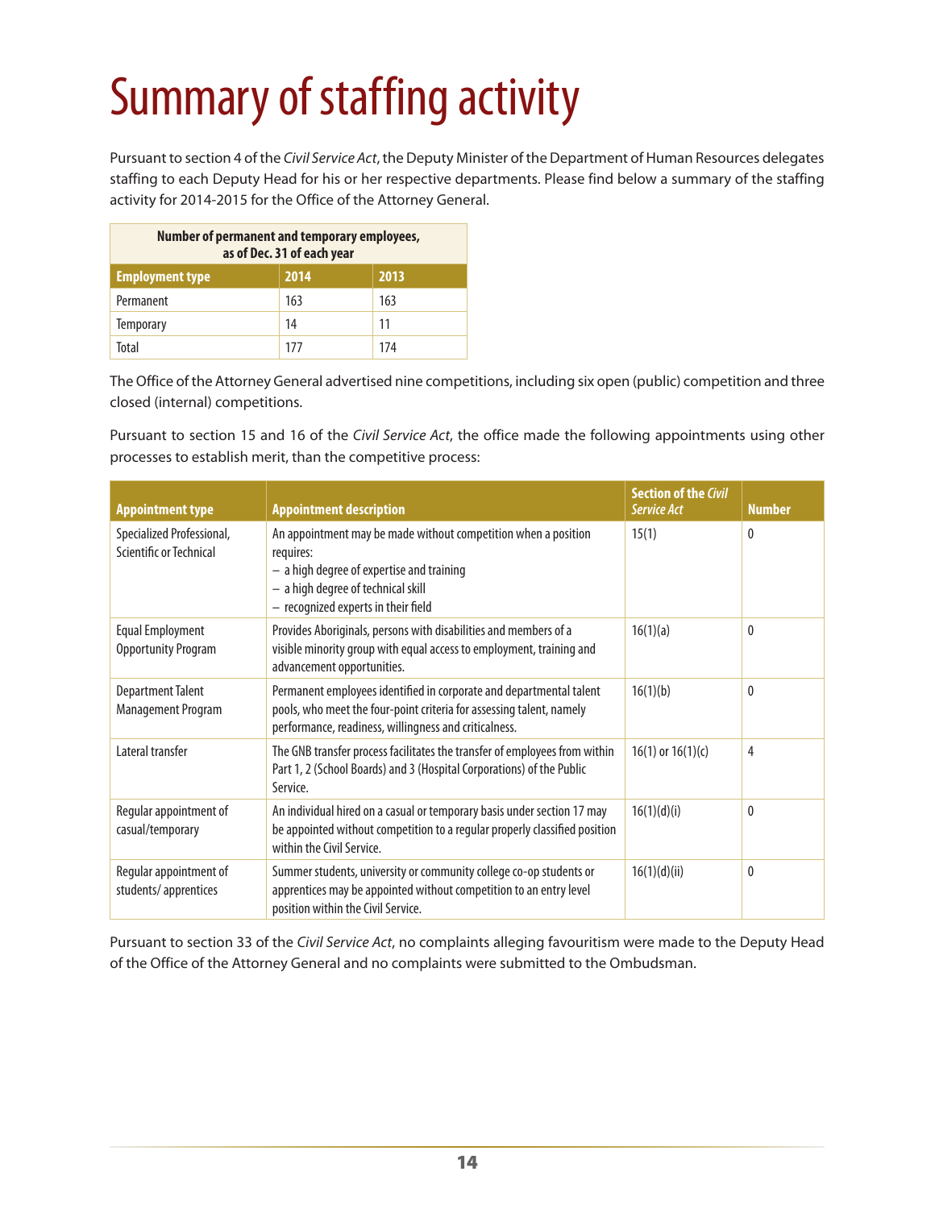# Summary of staffing activity

Pursuant to section 4 of the *Civil Service Act*, the Deputy Minister of the Department of Human Resources delegates staffing to each Deputy Head for his or her respective departments. Please find below a summary of the staffing activity for 2014-2015 for the Office of the Attorney General.

| Number of permanent and temporary employees, as of Dec. 31 of each year | | |
|---|---|---|
| **Employment type** | **2014** | **2013** |
| Permanent | 163 | 163 |
| Temporary | 14 | 11 |
| Total | 177 | 174 |

The Office of the Attorney General advertised nine competitions, including six open (public) competition and three closed (internal) competitions.

Pursuant to section 15 and 16 of the *Civil Service Act*, the office made the following appointments using other processes to establish merit, than the competitive process:

| Appointment type | Appointment description | Section of the *Civil Service Act* | Number |
|---|---|---|---|
| Specialized Professional, Scientific or Technical | An appointment may be made without competition when a position requires:<br>– a high degree of expertise and training<br>– a high degree of technical skill<br>– recognized experts in their field | 15(1) | 0 |
| Equal Employment Opportunity Program | Provides Aboriginals, persons with disabilities and members of a visible minority group with equal access to employment, training and advancement opportunities. | 16(1)(a) | 0 |
| Department Talent Management Program | Permanent employees identified in corporate and departmental talent pools, who meet the four-point criteria for assessing talent, namely performance, readiness, willingness and criticalness. | 16(1)(b) | 0 |
| Lateral transfer | The GNB transfer process facilitates the transfer of employees from within Part 1, 2 (School Boards) and 3 (Hospital Corporations) of the Public Service. | 16(1) or 16(1)(c) | 4 |
| Regular appointment of casual/temporary | An individual hired on a casual or temporary basis under section 17 may be appointed without competition to a regular properly classified position within the Civil Service. | 16(1)(d)(i) | 0 |
| Regular appointment of students/ apprentices | Summer students, university or community college co-op students or apprentices may be appointed without competition to an entry level position within the Civil Service. | 16(1)(d)(ii) | 0 |

Pursuant to section 33 of the *Civil Service Act*, no complaints alleging favouritism were made to the Deputy Head of the Office of the Attorney General and no complaints were submitted to the Ombudsman.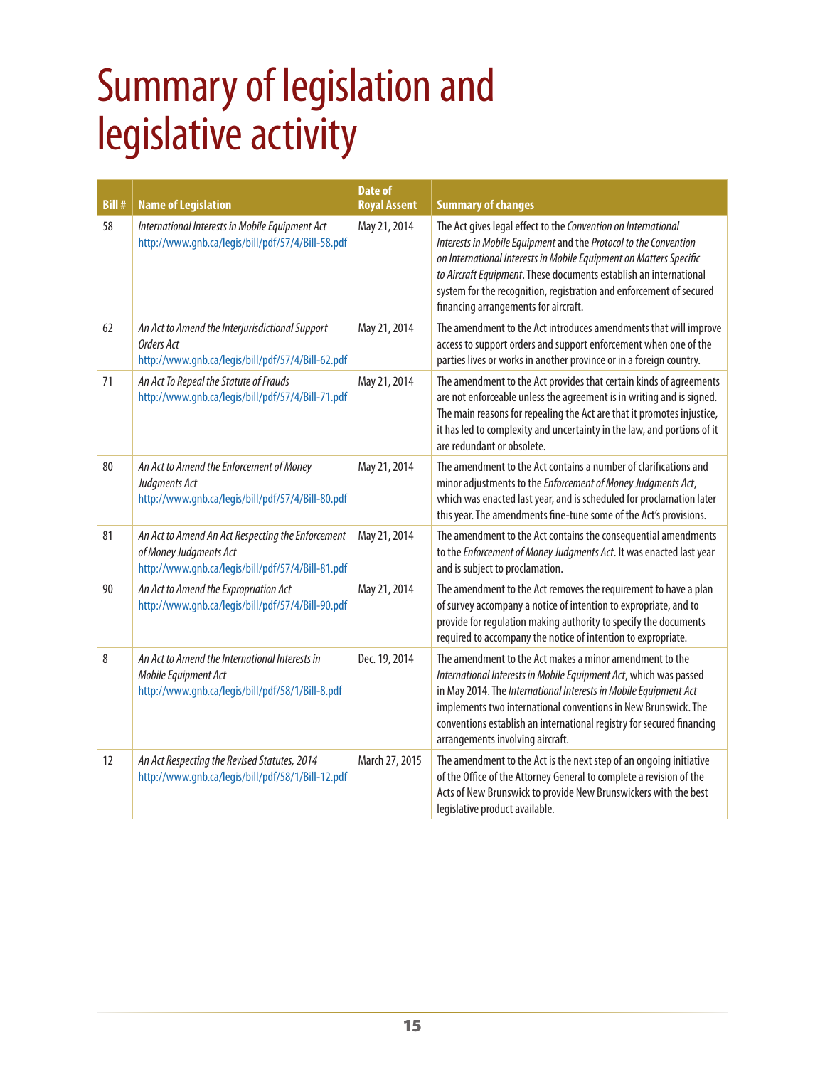# Summary of legislation and legislative activity

| Bill # | Name of Legislation | Date of Royal Assent | Summary of changes |
|---|---|---|---|
| 58 | *International Interests in Mobile Equipment Act* http://www.gnb.ca/legis/bill/pdf/57/4/Bill-58.pdf | May 21, 2014 | The Act gives legal effect to the *Convention on International Interests in Mobile Equipment* and the *Protocol to the Convention on International Interests in Mobile Equipment on Matters Specific to Aircraft Equipment*. These documents establish an international system for the recognition, registration and enforcement of secured financing arrangements for aircraft. |
| 62 | *An Act to Amend the Interjurisdictional Support Orders Act* http://www.gnb.ca/legis/bill/pdf/57/4/Bill-62.pdf | May 21, 2014 | The amendment to the Act introduces amendments that will improve access to support orders and support enforcement when one of the parties lives or works in another province or in a foreign country. |
| 71 | *An Act To Repeal the Statute of Frauds* http://www.gnb.ca/legis/bill/pdf/57/4/Bill-71.pdf | May 21, 2014 | The amendment to the Act provides that certain kinds of agreements are not enforceable unless the agreement is in writing and is signed. The main reasons for repealing the Act are that it promotes injustice, it has led to complexity and uncertainty in the law, and portions of it are redundant or obsolete. |
| 80 | *An Act to Amend the Enforcement of Money Judgments Act* http://www.gnb.ca/legis/bill/pdf/57/4/Bill-80.pdf | May 21, 2014 | The amendment to the Act contains a number of clarifications and minor adjustments to the *Enforcement of Money Judgments Act*, which was enacted last year, and is scheduled for proclamation later this year. The amendments fine-tune some of the Act's provisions. |
| 81 | *An Act to Amend An Act Respecting the Enforcement of Money Judgments Act* http://www.gnb.ca/legis/bill/pdf/57/4/Bill-81.pdf | May 21, 2014 | The amendment to the Act contains the consequential amendments to the *Enforcement of Money Judgments Act*. It was enacted last year and is subject to proclamation. |
| 90 | *An Act to Amend the Expropriation Act* http://www.gnb.ca/legis/bill/pdf/57/4/Bill-90.pdf | May 21, 2014 | The amendment to the Act removes the requirement to have a plan of survey accompany a notice of intention to expropriate, and to provide for regulation making authority to specify the documents required to accompany the notice of intention to expropriate. |
| 8 | *An Act to Amend the International Interests in Mobile Equipment Act* http://www.gnb.ca/legis/bill/pdf/58/1/Bill-8.pdf | Dec. 19, 2014 | The amendment to the Act makes a minor amendment to the *International Interests in Mobile Equipment Act*, which was passed in May 2014. The *International Interests in Mobile Equipment Act* implements two international conventions in New Brunswick. The conventions establish an international registry for secured financing arrangements involving aircraft. |
| 12 | *An Act Respecting the Revised Statutes, 2014* http://www.gnb.ca/legis/bill/pdf/58/1/Bill-12.pdf | March 27, 2015 | The amendment to the Act is the next step of an ongoing initiative of the Office of the Attorney General to complete a revision of the Acts of New Brunswick to provide New Brunswickers with the best legislative product available. |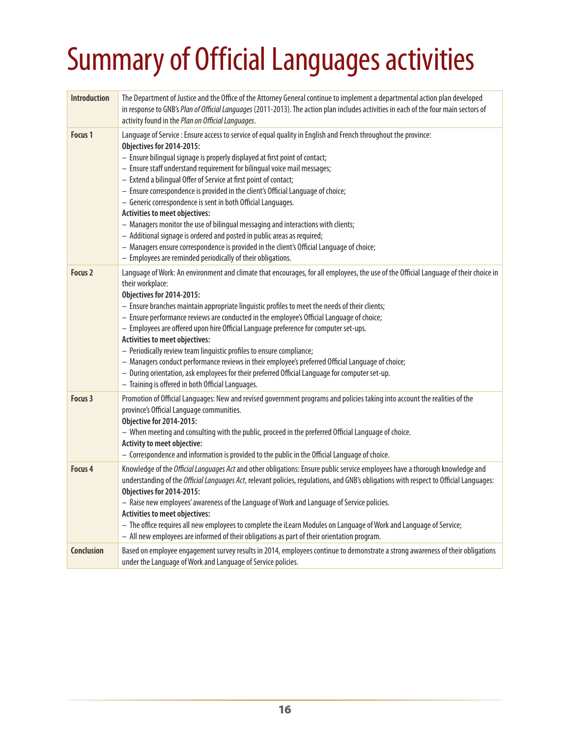# Summary of Official Languages activities

| | |
|---|---|
| **Introduction** | The Department of Justice and the Office of the Attorney General continue to implement a departmental action plan developed in response to GNB's *Plan of Official Languages* (2011-2013). The action plan includes activities in each of the four main sectors of activity found in the *Plan on Official Languages*. |
| **Focus 1** | Language of Service : Ensure access to service of equal quality in English and French throughout the province:<br>**Objectives for 2014-2015:**<br>– Ensure bilingual signage is properly displayed at first point of contact;<br>– Ensure staff understand requirement for bilingual voice mail messages;<br>– Extend a bilingual Offer of Service at first point of contact;<br>– Ensure correspondence is provided in the client's Official Language of choice;<br>– Generic correspondence is sent in both Official Languages.<br>**Activities to meet objectives:**<br>– Managers monitor the use of bilingual messaging and interactions with clients;<br>– Additional signage is ordered and posted in public areas as required;<br>– Managers ensure correspondence is provided in the client's Official Language of choice;<br>– Employees are reminded periodically of their obligations. |
| **Focus 2** | Language of Work: An environment and climate that encourages, for all employees, the use of the Official Language of their choice in their workplace:<br>**Objectives for 2014-2015:**<br>– Ensure branches maintain appropriate linguistic profiles to meet the needs of their clients;<br>– Ensure performance reviews are conducted in the employee's Official Language of choice;<br>– Employees are offered upon hire Official Language preference for computer set-ups.<br>**Activities to meet objectives:**<br>– Periodically review team linguistic profiles to ensure compliance;<br>– Managers conduct performance reviews in their employee's preferred Official Language of choice;<br>– During orientation, ask employees for their preferred Official Language for computer set-up.<br>– Training is offered in both Official Languages. |
| **Focus 3** | Promotion of Official Languages: New and revised government programs and policies taking into account the realities of the province's Official Language communities.<br>**Objective for 2014-2015:**<br>– When meeting and consulting with the public, proceed in the preferred Official Language of choice.<br>**Activity to meet objective:**<br>– Correspondence and information is provided to the public in the Official Language of choice. |
| **Focus 4** | Knowledge of the *Official Languages Act* and other obligations: Ensure public service employees have a thorough knowledge and understanding of the *Official Languages Act*, relevant policies, regulations, and GNB's obligations with respect to Official Languages:<br>**Objectives for 2014-2015:**<br>– Raise new employees' awareness of the Language of Work and Language of Service policies.<br>**Activities to meet objectives:**<br>– The office requires all new employees to complete the iLearn Modules on Language of Work and Language of Service;<br>– All new employees are informed of their obligations as part of their orientation program. |
| **Conclusion** | Based on employee engagement survey results in 2014, employees continue to demonstrate a strong awareness of their obligations under the Language of Work and Language of Service policies. |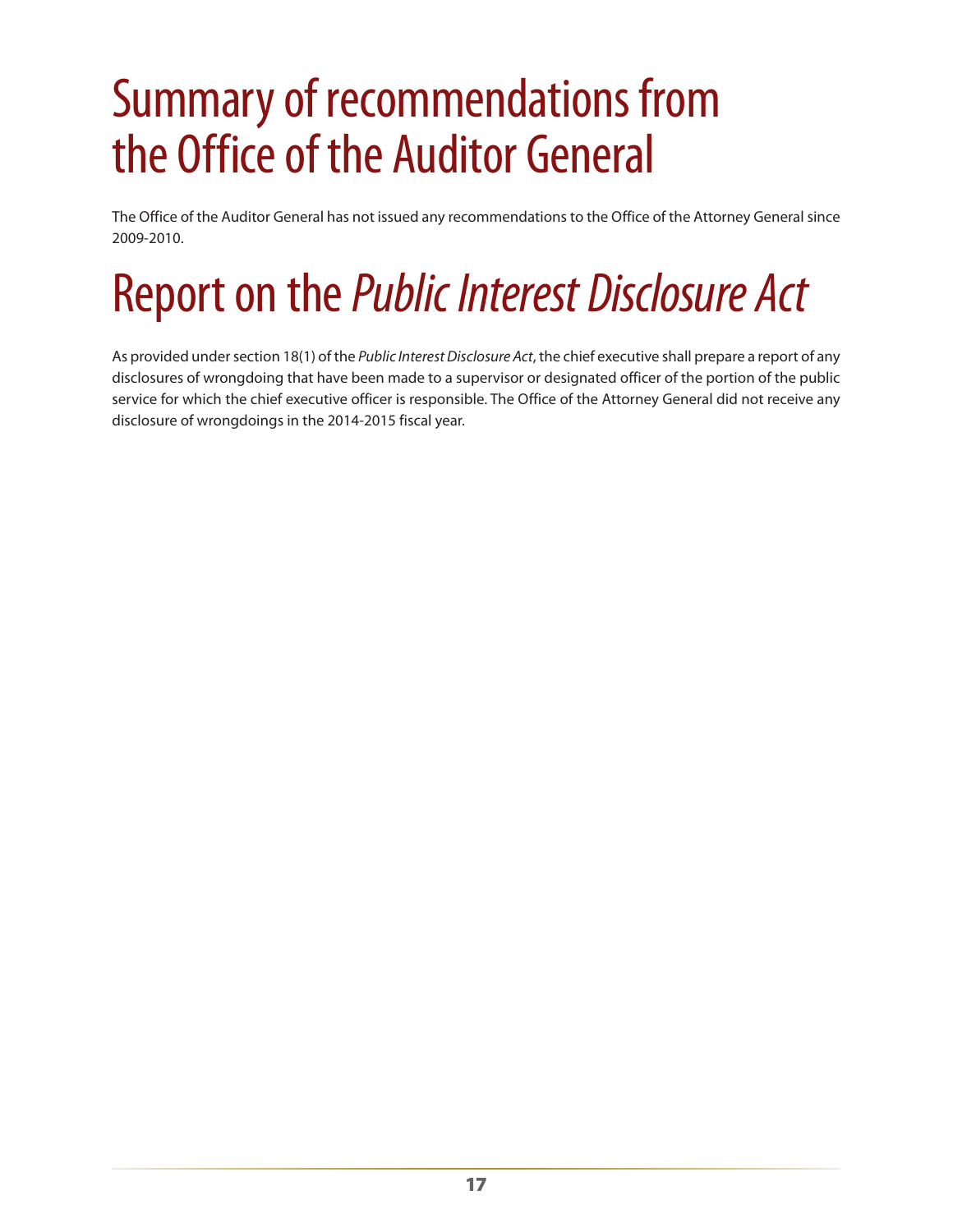# Summary of recommendations from the Office of the Auditor General

The Office of the Auditor General has not issued any recommendations to the Office of the Attorney General since 2009-2010.

# Report on the *Public Interest Disclosure Act*

As provided under section 18(1) of the *Public Interest Disclosure Act*, the chief executive shall prepare a report of any disclosures of wrongdoing that have been made to a supervisor or designated officer of the portion of the public service for which the chief executive officer is responsible. The Office of the Attorney General did not receive any disclosure of wrongdoings in the 2014-2015 fiscal year.